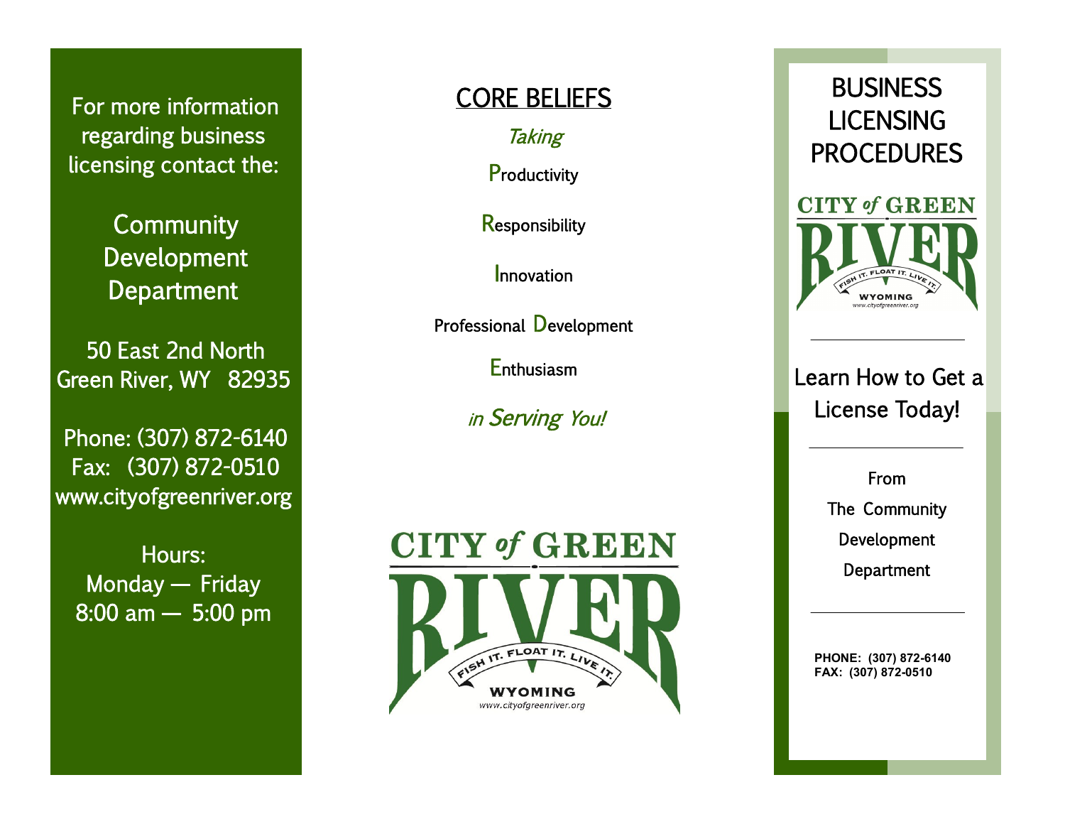For more information regarding business licensing contact the:

**Community Development Department**

50 East 2nd North
Green River, WY 82935

Phone: (307) 872-6140
Fax: (307) 872-0510
www.cityofgreenriver.org

Hours:
Monday — Friday
8:00 am — 5:00 pm

## CORE BELIEFS

*Taking*

**P**roductivity

**R**esponsibility

**I**nnovation

Professional **D**evelopment

**E**nthusiasm

*in Serving You!*

CITY of GREEN RIVER
FISH IT. FLOAT IT. LIVE IT.
WYOMING
www.cityofgreenriver.org

# BUSINESS LICENSING PROCEDURES

CITY of GREEN RIVER
FISH IT. FLOAT IT. LIVE IT.
WYOMING
www.cityofgreenriver.org

Learn How to Get a License Today!

From
The Community
Development
Department

**PHONE: (307) 872-6140**
**FAX: (307) 872-0510**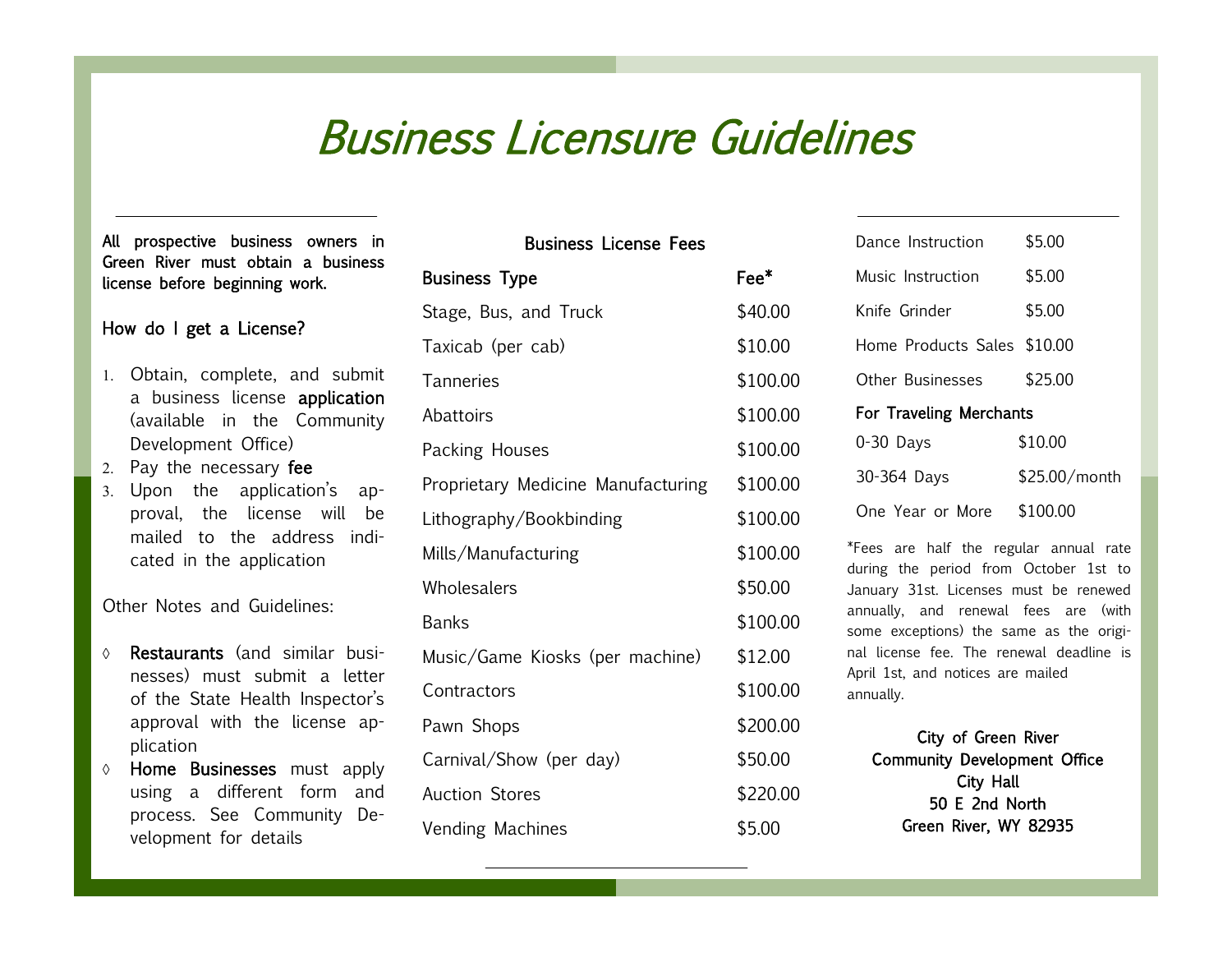# Business Licensure Guidelines

**All prospective business owners in Green River must obtain a business license before beginning work.**

## How do I get a License?

1. Obtain, complete, and submit a business license **application** (available in the Community Development Office)
2. Pay the necessary **fee**
3. Upon the application's approval, the license will be mailed to the address indicated in the application

Other Notes and Guidelines:

- **Restaurants** (and similar businesses) must submit a letter of the State Health Inspector's approval with the license application
- **Home Businesses** must apply using a different form and process. See Community Development for details

## Business License Fees

| Business Type | Fee* |
|---|---|
| Stage, Bus, and Truck | $40.00 |
| Taxicab (per cab) | $10.00 |
| Tanneries | $100.00 |
| Abattoirs | $100.00 |
| Packing Houses | $100.00 |
| Proprietary Medicine Manufacturing | $100.00 |
| Lithography/Bookbinding | $100.00 |
| Mills/Manufacturing | $100.00 |
| Wholesalers | $50.00 |
| Banks | $100.00 |
| Music/Game Kiosks (per machine) | $12.00 |
| Contractors | $100.00 |
| Pawn Shops | $200.00 |
| Carnival/Show (per day) | $50.00 |
| Auction Stores | $220.00 |
| Vending Machines | $5.00 |
| Dance Instruction | $5.00 |
| Music Instruction | $5.00 |
| Knife Grinder | $5.00 |
| Home Products Sales | $10.00 |
| Other Businesses | $25.00 |

**For Traveling Merchants**

| | |
|---|---|
| 0-30 Days | $10.00 |
| 30-364 Days | $25.00/month |
| One Year or More | $100.00 |

*Fees are half the regular annual rate during the period from October 1st to January 31st. Licenses must be renewed annually, and renewal fees are (with some exceptions) the same as the original license fee. The renewal deadline is April 1st, and notices are mailed annually.

City of Green River
Community Development Office
City Hall
50 E 2nd North
Green River, WY 82935